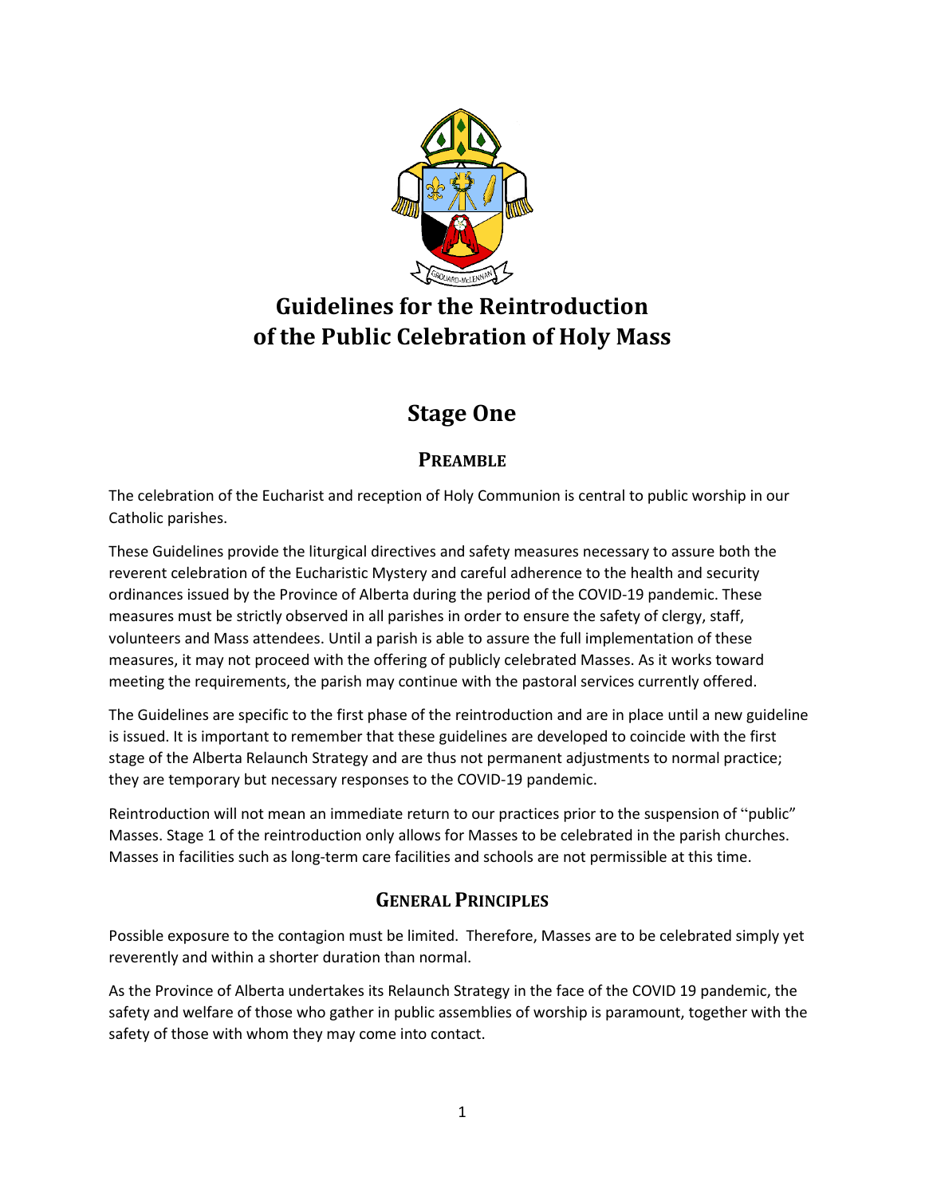# Guidelines for the Reintroduction of the Public Celebration of Holy Mass

## Stage One

### PREAMBLE

The celebration of the Eucharist and reception of Holy Communion is central to public worship in our Catholic parishes.

These Guidelines provide the liturgical directives and safety measures necessary to assure both the reverent celebration of the Eucharistic Mystery and careful adherence to the health and security ordinances issued by the Province of Alberta during the period of the COVID-19 pandemic. These measures must be strictly observed in all parishes in order to ensure the safety of clergy, staff, volunteers and Mass attendees. Until a parish is able to assure the full implementation of these measures, it may not proceed with the offering of publicly celebrated Masses. As it works toward meeting the requirements, the parish may continue with the pastoral services currently offered.

The Guidelines are specific to the first phase of the reintroduction and are in place until a new guideline is issued. It is important to remember that these guidelines are developed to coincide with the first stage of the Alberta Relaunch Strategy and are thus not permanent adjustments to normal practice; they are temporary but necessary responses to the COVID-19 pandemic.

Reintroduction will not mean an immediate return to our practices prior to the suspension of "public" Masses. Stage 1 of the reintroduction only allows for Masses to be celebrated in the parish churches. Masses in facilities such as long-term care facilities and schools are not permissible at this time.

### GENERAL PRINCIPLES

Possible exposure to the contagion must be limited. Therefore, Masses are to be celebrated simply yet reverently and within a shorter duration than normal.

As the Province of Alberta undertakes its Relaunch Strategy in the face of the COVID 19 pandemic, the safety and welfare of those who gather in public assemblies of worship is paramount, together with the safety of those with whom they may come into contact.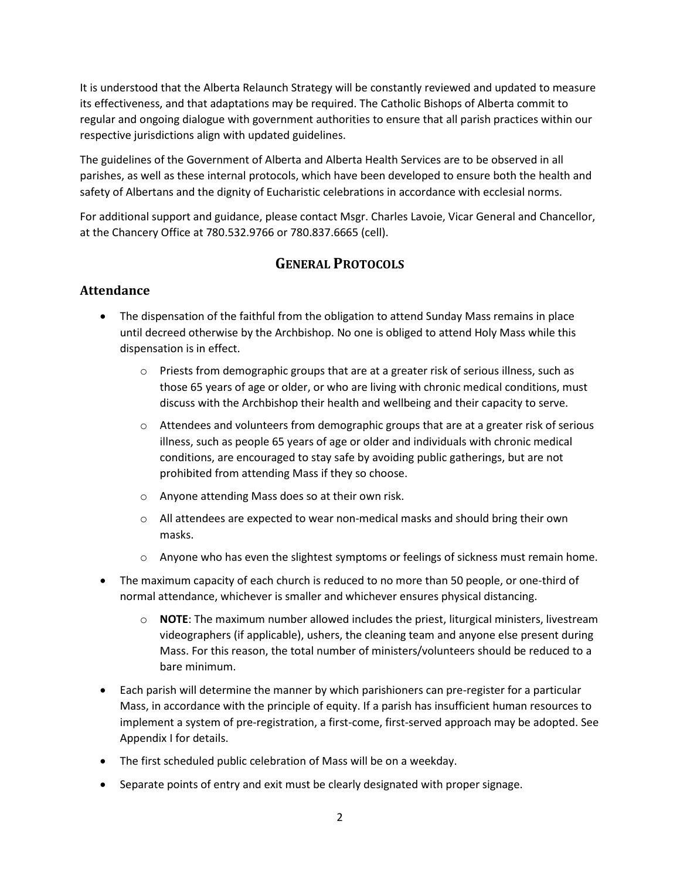It is understood that the Alberta Relaunch Strategy will be constantly reviewed and updated to measure its effectiveness, and that adaptations may be required. The Catholic Bishops of Alberta commit to regular and ongoing dialogue with government authorities to ensure that all parish practices within our respective jurisdictions align with updated guidelines.

The guidelines of the Government of Alberta and Alberta Health Services are to be observed in all parishes, as well as these internal protocols, which have been developed to ensure both the health and safety of Albertans and the dignity of Eucharistic celebrations in accordance with ecclesial norms.

For additional support and guidance, please contact Msgr. Charles Lavoie, Vicar General and Chancellor, at the Chancery Office at 780.532.9766 or 780.837.6665 (cell).

## GENERAL PROTOCOLS

### Attendance

- The dispensation of the faithful from the obligation to attend Sunday Mass remains in place until decreed otherwise by the Archbishop. No one is obliged to attend Holy Mass while this dispensation is in effect.
    - Priests from demographic groups that are at a greater risk of serious illness, such as those 65 years of age or older, or who are living with chronic medical conditions, must discuss with the Archbishop their health and wellbeing and their capacity to serve.
    - Attendees and volunteers from demographic groups that are at a greater risk of serious illness, such as people 65 years of age or older and individuals with chronic medical conditions, are encouraged to stay safe by avoiding public gatherings, but are not prohibited from attending Mass if they so choose.
    - Anyone attending Mass does so at their own risk.
    - All attendees are expected to wear non-medical masks and should bring their own masks.
    - Anyone who has even the slightest symptoms or feelings of sickness must remain home.
- The maximum capacity of each church is reduced to no more than 50 people, or one-third of normal attendance, whichever is smaller and whichever ensures physical distancing.
    - **NOTE**: The maximum number allowed includes the priest, liturgical ministers, livestream videographers (if applicable), ushers, the cleaning team and anyone else present during Mass. For this reason, the total number of ministers/volunteers should be reduced to a bare minimum.
- Each parish will determine the manner by which parishioners can pre-register for a particular Mass, in accordance with the principle of equity. If a parish has insufficient human resources to implement a system of pre-registration, a first-come, first-served approach may be adopted. See Appendix I for details.
- The first scheduled public celebration of Mass will be on a weekday.
- Separate points of entry and exit must be clearly designated with proper signage.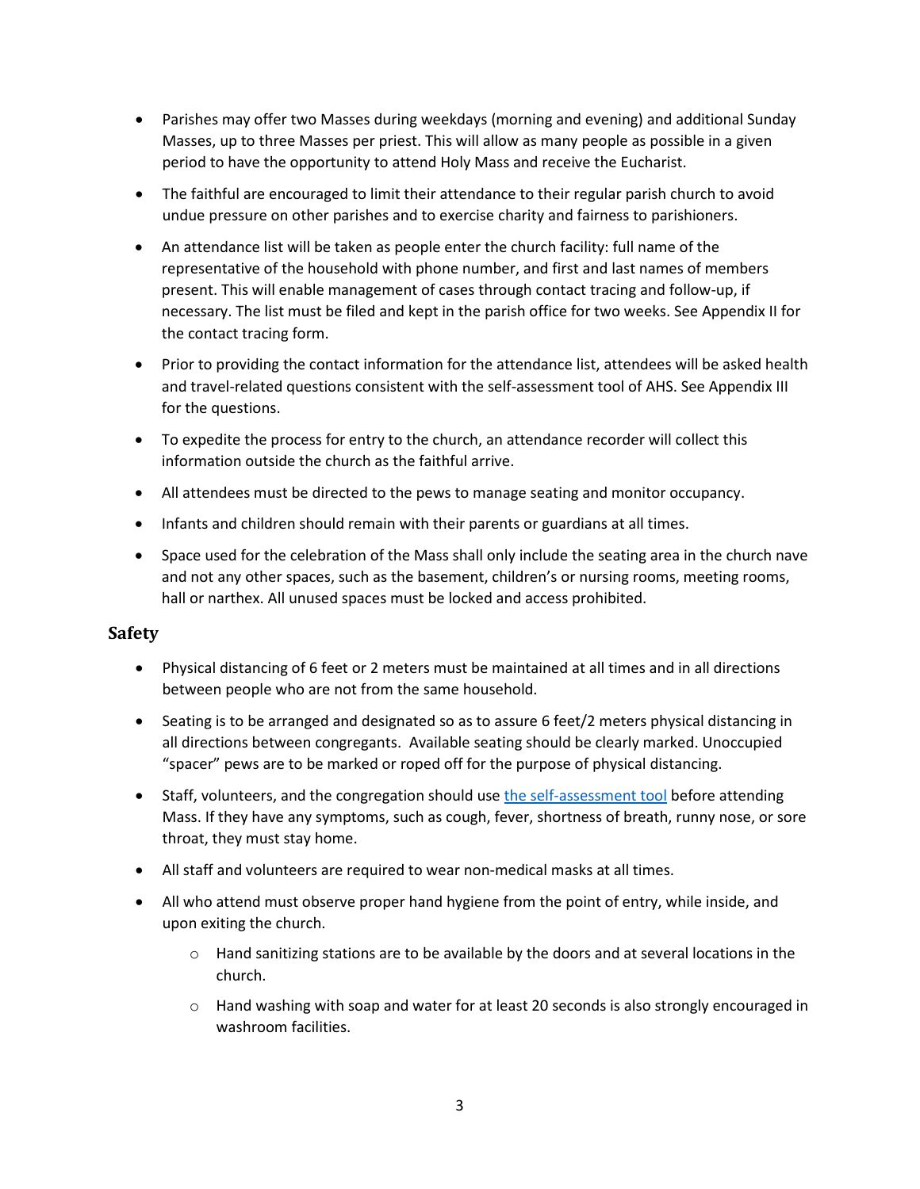- Parishes may offer two Masses during weekdays (morning and evening) and additional Sunday Masses, up to three Masses per priest. This will allow as many people as possible in a given period to have the opportunity to attend Holy Mass and receive the Eucharist.
- The faithful are encouraged to limit their attendance to their regular parish church to avoid undue pressure on other parishes and to exercise charity and fairness to parishioners.
- An attendance list will be taken as people enter the church facility: full name of the representative of the household with phone number, and first and last names of members present. This will enable management of cases through contact tracing and follow-up, if necessary. The list must be filed and kept in the parish office for two weeks. See Appendix II for the contact tracing form.
- Prior to providing the contact information for the attendance list, attendees will be asked health and travel-related questions consistent with the self-assessment tool of AHS. See Appendix III for the questions.
- To expedite the process for entry to the church, an attendance recorder will collect this information outside the church as the faithful arrive.
- All attendees must be directed to the pews to manage seating and monitor occupancy.
- Infants and children should remain with their parents or guardians at all times.
- Space used for the celebration of the Mass shall only include the seating area in the church nave and not any other spaces, such as the basement, children's or nursing rooms, meeting rooms, hall or narthex. All unused spaces must be locked and access prohibited.

## Safety

- Physical distancing of 6 feet or 2 meters must be maintained at all times and in all directions between people who are not from the same household.
- Seating is to be arranged and designated so as to assure 6 feet/2 meters physical distancing in all directions between congregants. Available seating should be clearly marked. Unoccupied "spacer" pews are to be marked or roped off for the purpose of physical distancing.
- Staff, volunteers, and the congregation should use the self-assessment tool before attending Mass. If they have any symptoms, such as cough, fever, shortness of breath, runny nose, or sore throat, they must stay home.
- All staff and volunteers are required to wear non-medical masks at all times.
- All who attend must observe proper hand hygiene from the point of entry, while inside, and upon exiting the church.
  - Hand sanitizing stations are to be available by the doors and at several locations in the church.
  - Hand washing with soap and water for at least 20 seconds is also strongly encouraged in washroom facilities.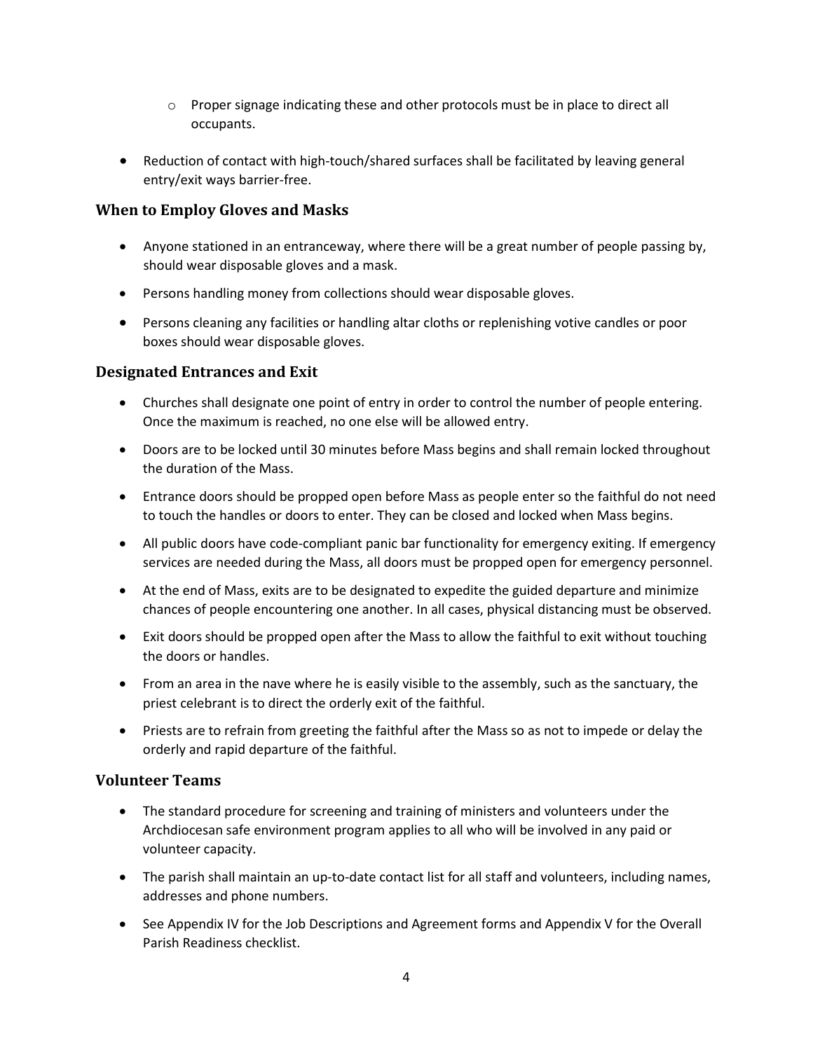- Proper signage indicating these and other protocols must be in place to direct all occupants.

- Reduction of contact with high-touch/shared surfaces shall be facilitated by leaving general entry/exit ways barrier-free.

### When to Employ Gloves and Masks

- Anyone stationed in an entranceway, where there will be a great number of people passing by, should wear disposable gloves and a mask.
- Persons handling money from collections should wear disposable gloves.
- Persons cleaning any facilities or handling altar cloths or replenishing votive candles or poor boxes should wear disposable gloves.

### Designated Entrances and Exit

- Churches shall designate one point of entry in order to control the number of people entering. Once the maximum is reached, no one else will be allowed entry.
- Doors are to be locked until 30 minutes before Mass begins and shall remain locked throughout the duration of the Mass.
- Entrance doors should be propped open before Mass as people enter so the faithful do not need to touch the handles or doors to enter. They can be closed and locked when Mass begins.
- All public doors have code-compliant panic bar functionality for emergency exiting. If emergency services are needed during the Mass, all doors must be propped open for emergency personnel.
- At the end of Mass, exits are to be designated to expedite the guided departure and minimize chances of people encountering one another. In all cases, physical distancing must be observed.
- Exit doors should be propped open after the Mass to allow the faithful to exit without touching the doors or handles.
- From an area in the nave where he is easily visible to the assembly, such as the sanctuary, the priest celebrant is to direct the orderly exit of the faithful.
- Priests are to refrain from greeting the faithful after the Mass so as not to impede or delay the orderly and rapid departure of the faithful.

### Volunteer Teams

- The standard procedure for screening and training of ministers and volunteers under the Archdiocesan safe environment program applies to all who will be involved in any paid or volunteer capacity.
- The parish shall maintain an up-to-date contact list for all staff and volunteers, including names, addresses and phone numbers.
- See Appendix IV for the Job Descriptions and Agreement forms and Appendix V for the Overall Parish Readiness checklist.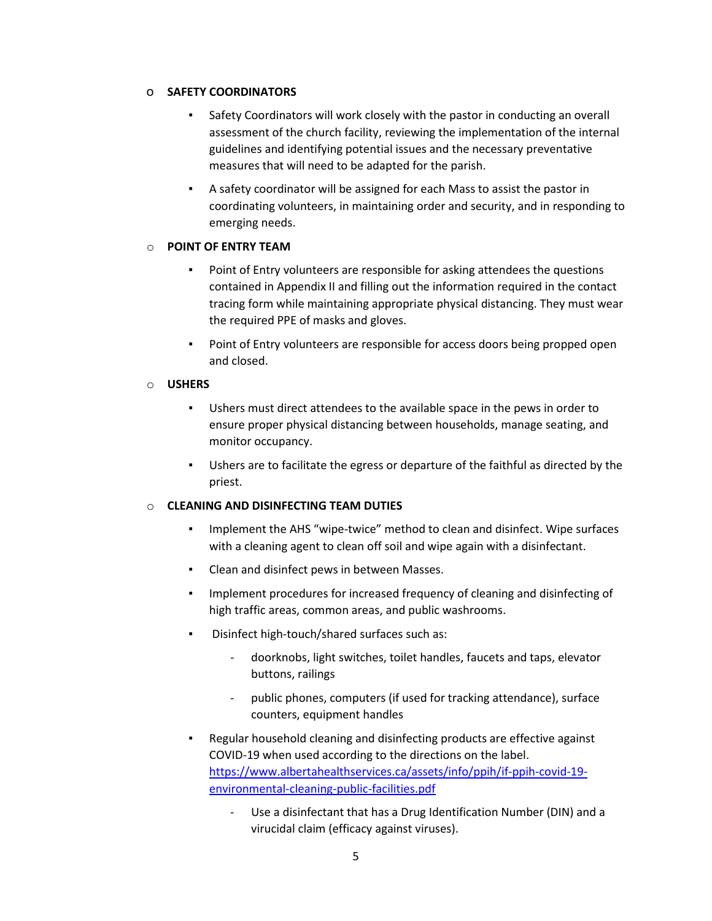- **SAFETY COORDINATORS**
  - Safety Coordinators will work closely with the pastor in conducting an overall assessment of the church facility, reviewing the implementation of the internal guidelines and identifying potential issues and the necessary preventative measures that will need to be adapted for the parish.
  - A safety coordinator will be assigned for each Mass to assist the pastor in coordinating volunteers, in maintaining order and security, and in responding to emerging needs.

- **POINT OF ENTRY TEAM**
  - Point of Entry volunteers are responsible for asking attendees the questions contained in Appendix II and filling out the information required in the contact tracing form while maintaining appropriate physical distancing. They must wear the required PPE of masks and gloves.
  - Point of Entry volunteers are responsible for access doors being propped open and closed.

- **USHERS**
  - Ushers must direct attendees to the available space in the pews in order to ensure proper physical distancing between households, manage seating, and monitor occupancy.
  - Ushers are to facilitate the egress or departure of the faithful as directed by the priest.

- **CLEANING AND DISINFECTING TEAM DUTIES**
  - Implement the AHS "wipe-twice" method to clean and disinfect. Wipe surfaces with a cleaning agent to clean off soil and wipe again with a disinfectant.
  - Clean and disinfect pews in between Masses.
  - Implement procedures for increased frequency of cleaning and disinfecting of high traffic areas, common areas, and public washrooms.
  - Disinfect high-touch/shared surfaces such as:
    - doorknobs, light switches, toilet handles, faucets and taps, elevator buttons, railings
    - public phones, computers (if used for tracking attendance), surface counters, equipment handles
  - Regular household cleaning and disinfecting products are effective against COVID-19 when used according to the directions on the label. [https://www.albertahealthservices.ca/assets/info/ppih/if-ppih-covid-19-environmental-cleaning-public-facilities.pdf](https://www.albertahealthservices.ca/assets/info/ppih/if-ppih-covid-19-environmental-cleaning-public-facilities.pdf)
    - Use a disinfectant that has a Drug Identification Number (DIN) and a virucidal claim (efficacy against viruses).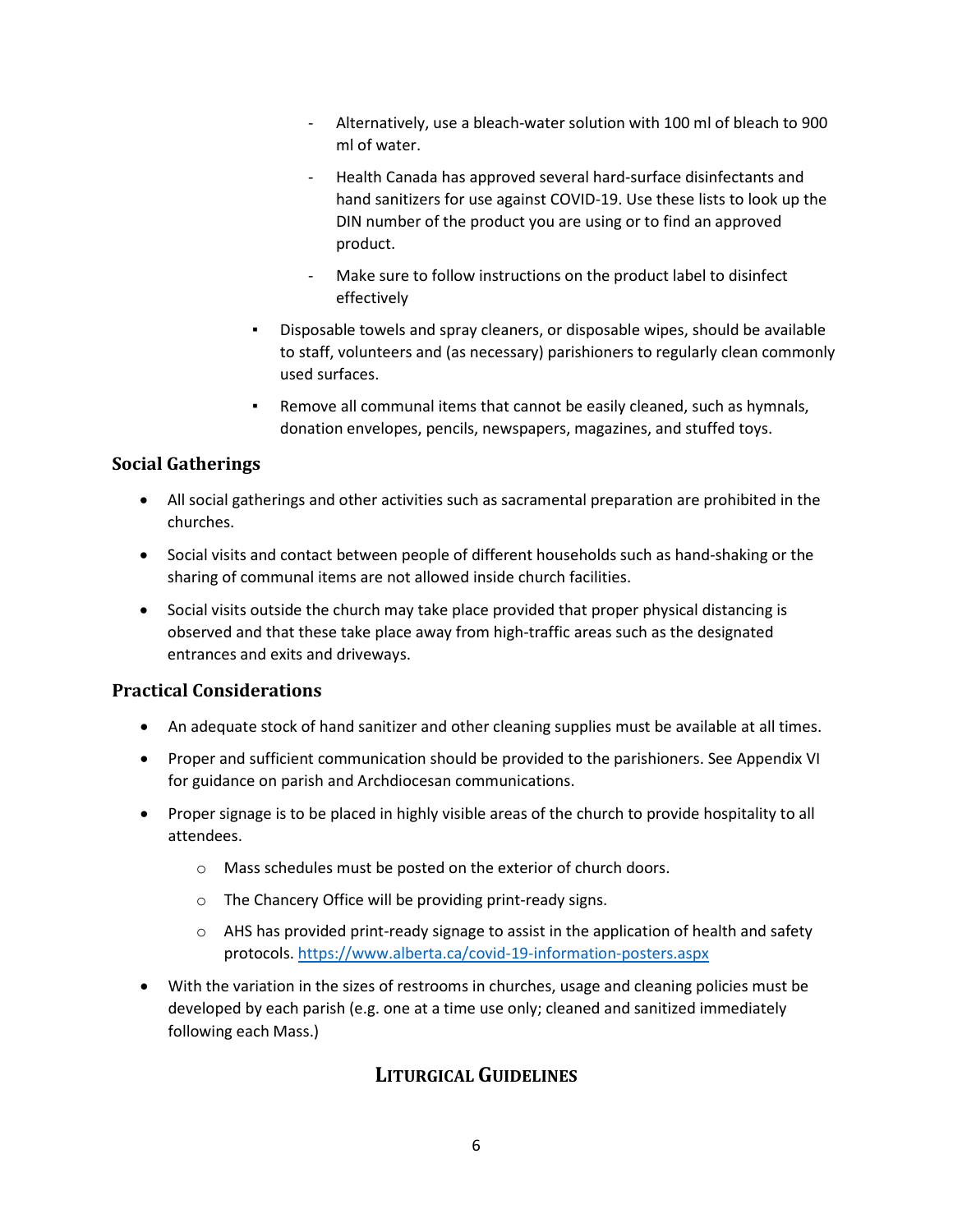- Alternatively, use a bleach-water solution with 100 ml of bleach to 900 ml of water.
        - Health Canada has approved several hard-surface disinfectants and hand sanitizers for use against COVID-19. Use these lists to look up the DIN number of the product you are using or to find an approved product.
        - Make sure to follow instructions on the product label to disinfect effectively
    - Disposable towels and spray cleaners, or disposable wipes, should be available to staff, volunteers and (as necessary) parishioners to regularly clean commonly used surfaces.
    - Remove all communal items that cannot be easily cleaned, such as hymnals, donation envelopes, pencils, newspapers, magazines, and stuffed toys.

## Social Gatherings

- All social gatherings and other activities such as sacramental preparation are prohibited in the churches.
- Social visits and contact between people of different households such as hand-shaking or the sharing of communal items are not allowed inside church facilities.
- Social visits outside the church may take place provided that proper physical distancing is observed and that these take place away from high-traffic areas such as the designated entrances and exits and driveways.

## Practical Considerations

- An adequate stock of hand sanitizer and other cleaning supplies must be available at all times.
- Proper and sufficient communication should be provided to the parishioners. See Appendix VI for guidance on parish and Archdiocesan communications.
- Proper signage is to be placed in highly visible areas of the church to provide hospitality to all attendees.
    - Mass schedules must be posted on the exterior of church doors.
    - The Chancery Office will be providing print-ready signs.
    - AHS has provided print-ready signage to assist in the application of health and safety protocols. https://www.alberta.ca/covid-19-information-posters.aspx
- With the variation in the sizes of restrooms in churches, usage and cleaning policies must be developed by each parish (e.g. one at a time use only; cleaned and sanitized immediately following each Mass.)

# LITURGICAL GUIDELINES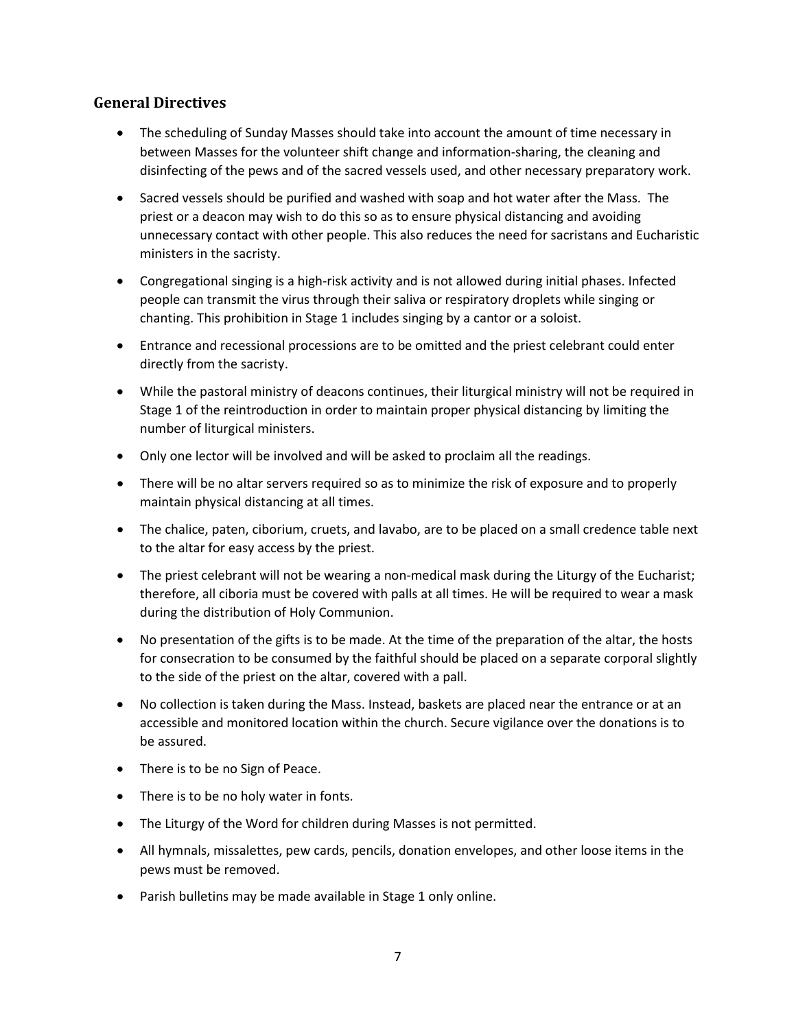## General Directives

- The scheduling of Sunday Masses should take into account the amount of time necessary in between Masses for the volunteer shift change and information-sharing, the cleaning and disinfecting of the pews and of the sacred vessels used, and other necessary preparatory work.
- Sacred vessels should be purified and washed with soap and hot water after the Mass. The priest or a deacon may wish to do this so as to ensure physical distancing and avoiding unnecessary contact with other people. This also reduces the need for sacristans and Eucharistic ministers in the sacristy.
- Congregational singing is a high-risk activity and is not allowed during initial phases. Infected people can transmit the virus through their saliva or respiratory droplets while singing or chanting. This prohibition in Stage 1 includes singing by a cantor or a soloist.
- Entrance and recessional processions are to be omitted and the priest celebrant could enter directly from the sacristy.
- While the pastoral ministry of deacons continues, their liturgical ministry will not be required in Stage 1 of the reintroduction in order to maintain proper physical distancing by limiting the number of liturgical ministers.
- Only one lector will be involved and will be asked to proclaim all the readings.
- There will be no altar servers required so as to minimize the risk of exposure and to properly maintain physical distancing at all times.
- The chalice, paten, ciborium, cruets, and lavabo, are to be placed on a small credence table next to the altar for easy access by the priest.
- The priest celebrant will not be wearing a non-medical mask during the Liturgy of the Eucharist; therefore, all ciboria must be covered with palls at all times. He will be required to wear a mask during the distribution of Holy Communion.
- No presentation of the gifts is to be made. At the time of the preparation of the altar, the hosts for consecration to be consumed by the faithful should be placed on a separate corporal slightly to the side of the priest on the altar, covered with a pall.
- No collection is taken during the Mass. Instead, baskets are placed near the entrance or at an accessible and monitored location within the church. Secure vigilance over the donations is to be assured.
- There is to be no Sign of Peace.
- There is to be no holy water in fonts.
- The Liturgy of the Word for children during Masses is not permitted.
- All hymnals, missalettes, pew cards, pencils, donation envelopes, and other loose items in the pews must be removed.
- Parish bulletins may be made available in Stage 1 only online.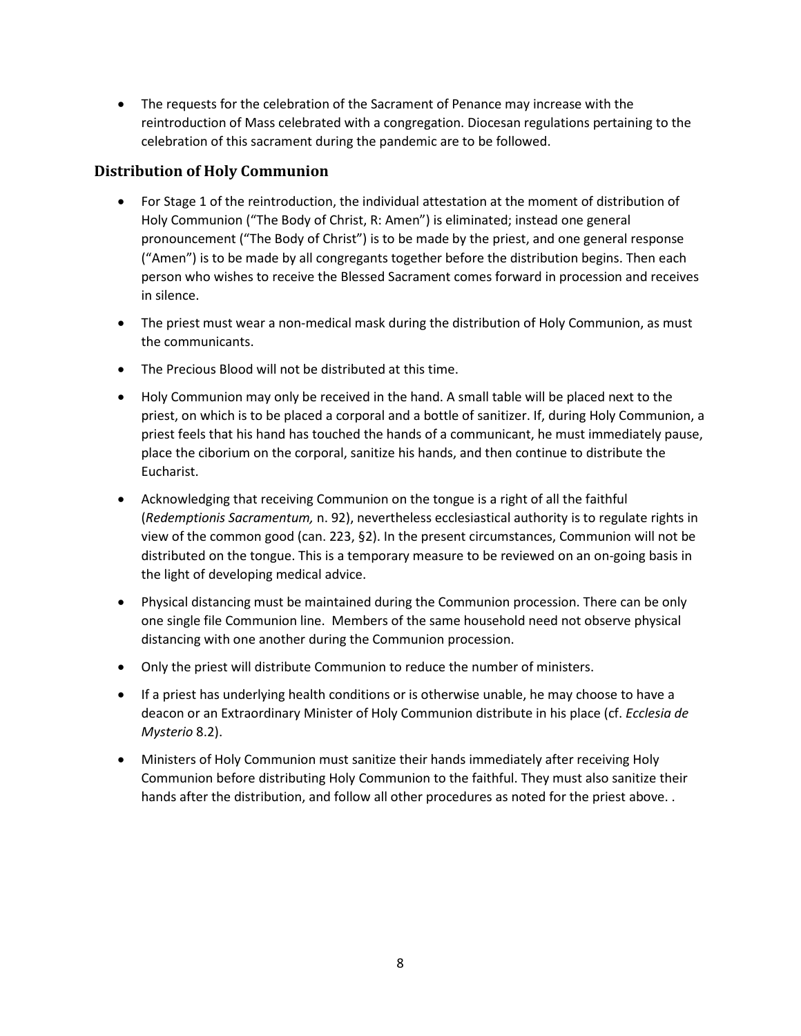- The requests for the celebration of the Sacrament of Penance may increase with the reintroduction of Mass celebrated with a congregation. Diocesan regulations pertaining to the celebration of this sacrament during the pandemic are to be followed.

## Distribution of Holy Communion

- For Stage 1 of the reintroduction, the individual attestation at the moment of distribution of Holy Communion ("The Body of Christ, R: Amen") is eliminated; instead one general pronouncement ("The Body of Christ") is to be made by the priest, and one general response ("Amen") is to be made by all congregants together before the distribution begins. Then each person who wishes to receive the Blessed Sacrament comes forward in procession and receives in silence.
- The priest must wear a non-medical mask during the distribution of Holy Communion, as must the communicants.
- The Precious Blood will not be distributed at this time.
- Holy Communion may only be received in the hand. A small table will be placed next to the priest, on which is to be placed a corporal and a bottle of sanitizer. If, during Holy Communion, a priest feels that his hand has touched the hands of a communicant, he must immediately pause, place the ciborium on the corporal, sanitize his hands, and then continue to distribute the Eucharist.
- Acknowledging that receiving Communion on the tongue is a right of all the faithful (*Redemptionis Sacramentum,* n. 92), nevertheless ecclesiastical authority is to regulate rights in view of the common good (can. 223, §2). In the present circumstances, Communion will not be distributed on the tongue. This is a temporary measure to be reviewed on an on-going basis in the light of developing medical advice.
- Physical distancing must be maintained during the Communion procession. There can be only one single file Communion line. Members of the same household need not observe physical distancing with one another during the Communion procession.
- Only the priest will distribute Communion to reduce the number of ministers.
- If a priest has underlying health conditions or is otherwise unable, he may choose to have a deacon or an Extraordinary Minister of Holy Communion distribute in his place (cf. *Ecclesia de Mysterio* 8.2).
- Ministers of Holy Communion must sanitize their hands immediately after receiving Holy Communion before distributing Holy Communion to the faithful. They must also sanitize their hands after the distribution, and follow all other procedures as noted for the priest above. .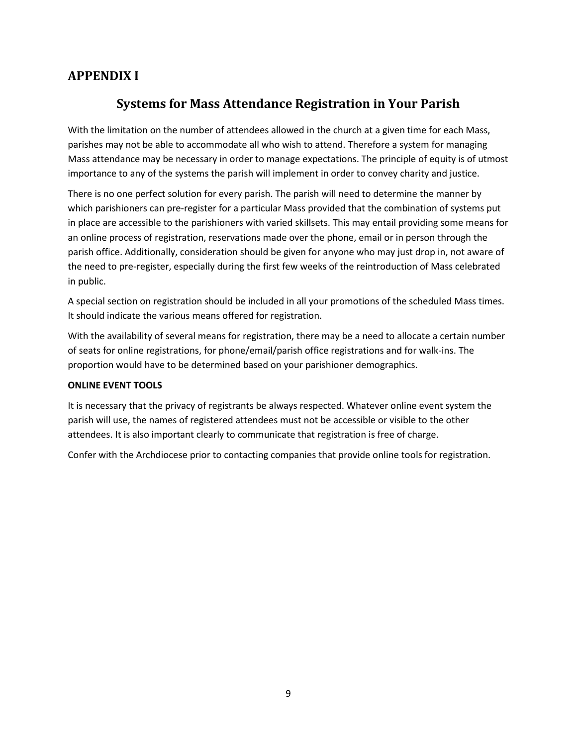# APPENDIX I

## Systems for Mass Attendance Registration in Your Parish

With the limitation on the number of attendees allowed in the church at a given time for each Mass, parishes may not be able to accommodate all who wish to attend. Therefore a system for managing Mass attendance may be necessary in order to manage expectations. The principle of equity is of utmost importance to any of the systems the parish will implement in order to convey charity and justice.

There is no one perfect solution for every parish. The parish will need to determine the manner by which parishioners can pre-register for a particular Mass provided that the combination of systems put in place are accessible to the parishioners with varied skillsets. This may entail providing some means for an online process of registration, reservations made over the phone, email or in person through the parish office. Additionally, consideration should be given for anyone who may just drop in, not aware of the need to pre-register, especially during the first few weeks of the reintroduction of Mass celebrated in public.

A special section on registration should be included in all your promotions of the scheduled Mass times. It should indicate the various means offered for registration.

With the availability of several means for registration, there may be a need to allocate a certain number of seats for online registrations, for phone/email/parish office registrations and for walk-ins. The proportion would have to be determined based on your parishioner demographics.

**ONLINE EVENT TOOLS**

It is necessary that the privacy of registrants be always respected. Whatever online event system the parish will use, the names of registered attendees must not be accessible or visible to the other attendees. It is also important clearly to communicate that registration is free of charge.

Confer with the Archdiocese prior to contacting companies that provide online tools for registration.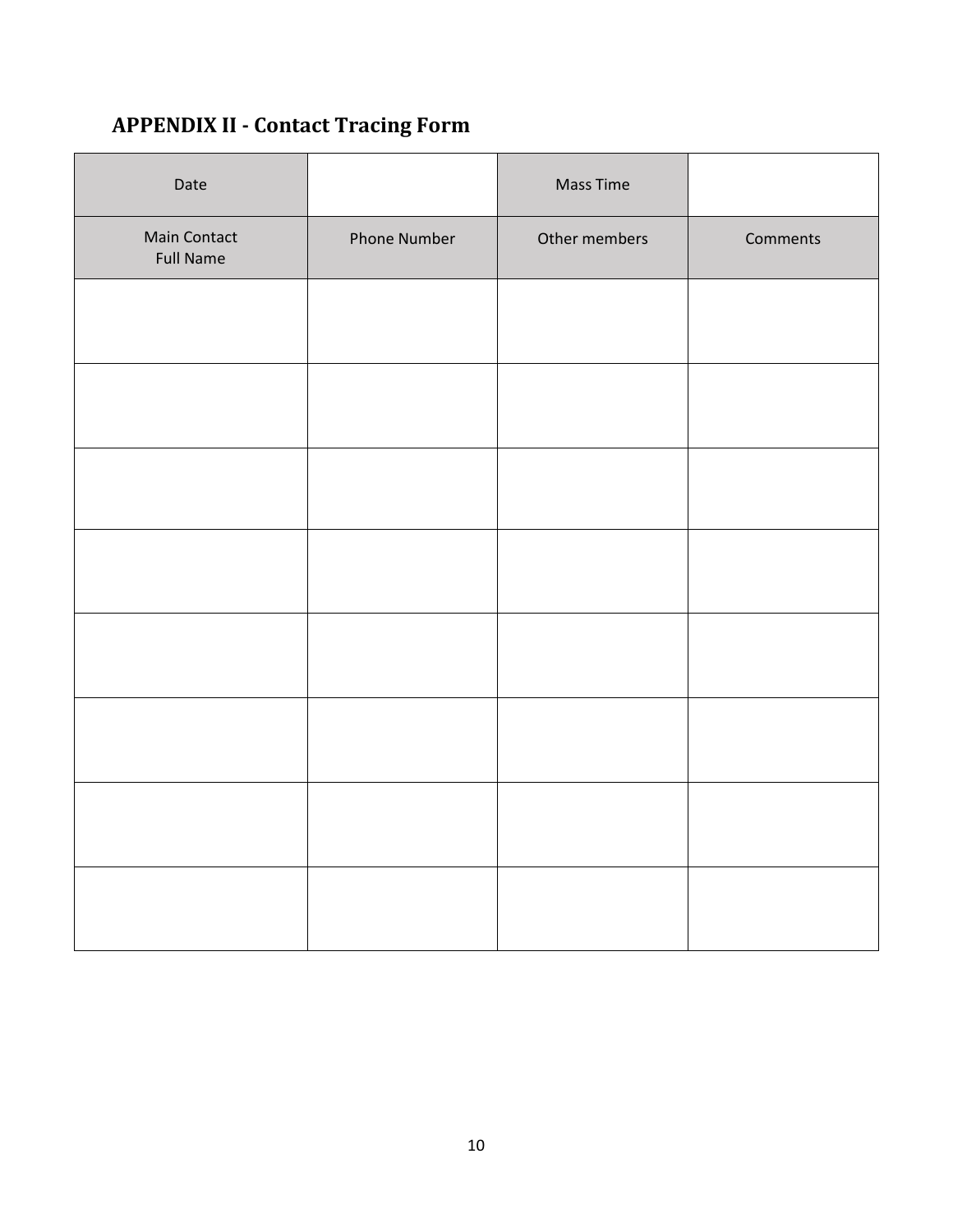## APPENDIX II - Contact Tracing Form

| Date | | Mass Time | |
|---|---|---|---|
| Main Contact Full Name | Phone Number | Other members | Comments |
| | | | |
| | | | |
| | | | |
| | | | |
| | | | |
| | | | |
| | | | |
| | | | |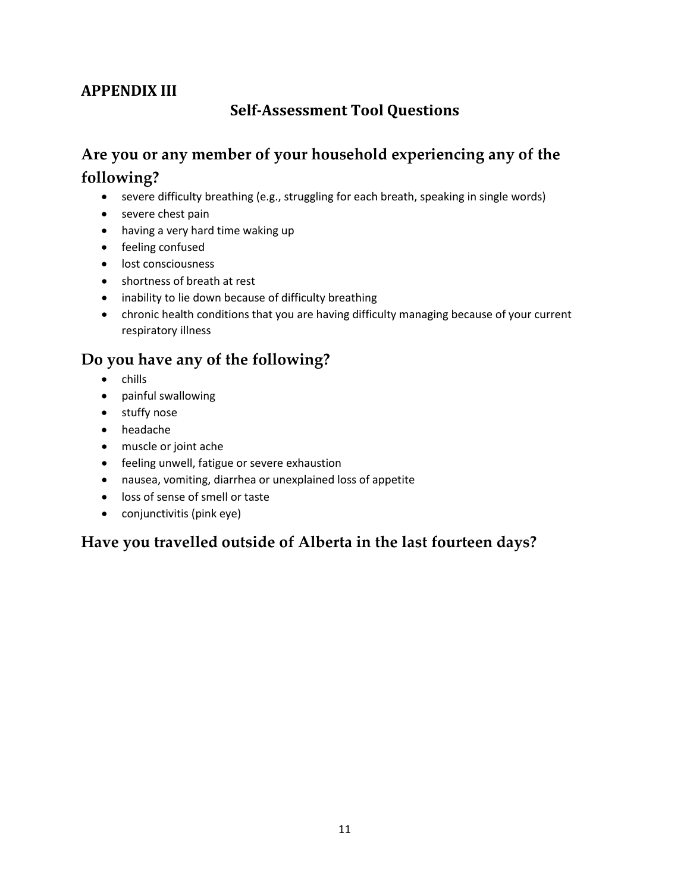## APPENDIX III

### Self-Assessment Tool Questions

### Are you or any member of your household experiencing any of the following?

- severe difficulty breathing (e.g., struggling for each breath, speaking in single words)
- severe chest pain
- having a very hard time waking up
- feeling confused
- lost consciousness
- shortness of breath at rest
- inability to lie down because of difficulty breathing
- chronic health conditions that you are having difficulty managing because of your current respiratory illness

### Do you have any of the following?

- chills
- painful swallowing
- stuffy nose
- headache
- muscle or joint ache
- feeling unwell, fatigue or severe exhaustion
- nausea, vomiting, diarrhea or unexplained loss of appetite
- loss of sense of smell or taste
- conjunctivitis (pink eye)

### Have you travelled outside of Alberta in the last fourteen days?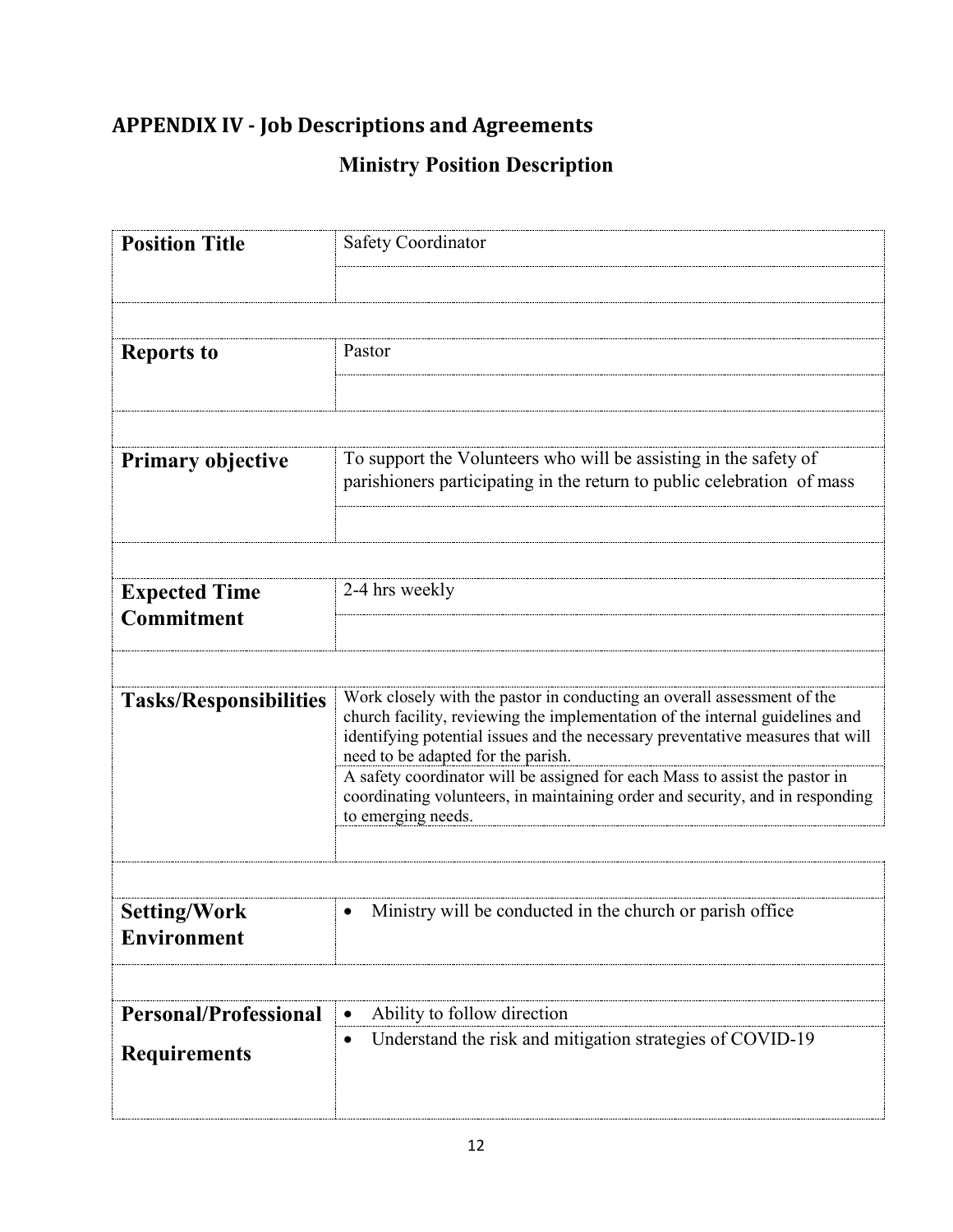## APPENDIX IV - Job Descriptions and Agreements

### Ministry Position Description

| | |
|---|---|
| **Position Title** | Safety Coordinator |
| **Reports to** | Pastor |
| **Primary objective** | To support the Volunteers who will be assisting in the safety of parishioners participating in the return to public celebration of mass |
| **Expected Time Commitment** | 2-4 hrs weekly |
| **Tasks/Responsibilities** | Work closely with the pastor in conducting an overall assessment of the church facility, reviewing the implementation of the internal guidelines and identifying potential issues and the necessary preventative measures that will need to be adapted for the parish.<br>A safety coordinator will be assigned for each Mass to assist the pastor in coordinating volunteers, in maintaining order and security, and in responding to emerging needs. |
| **Setting/Work Environment** | • Ministry will be conducted in the church or parish office |
| **Personal/Professional Requirements** | • Ability to follow direction<br>• Understand the risk and mitigation strategies of COVID-19 |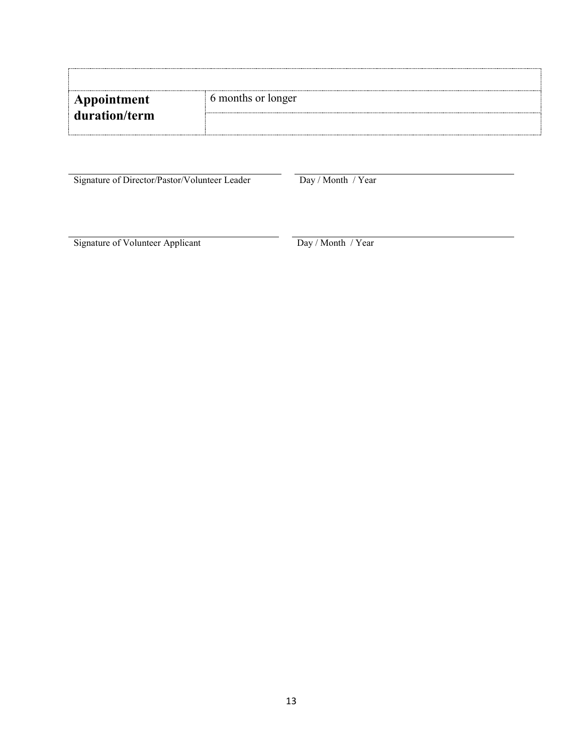| | |
|---|---|
| **Appointment duration/term** | 6 months or longer |
| | |

Signature of Director/Pastor/Volunteer Leader ______________________ Day / Month / Year ______________________

Signature of Volunteer Applicant ______________________ Day / Month / Year ______________________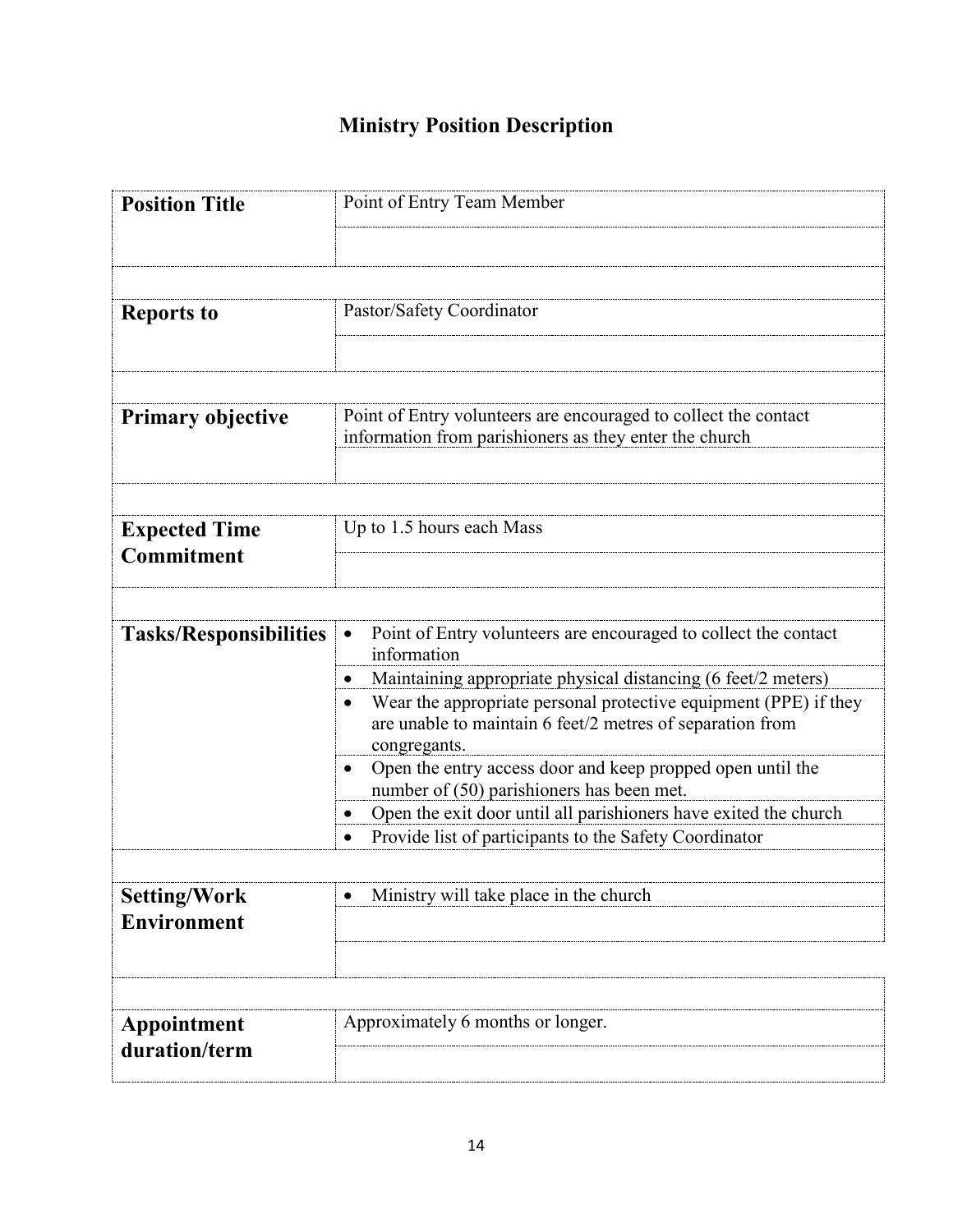# Ministry Position Description

| | |
|---|---|
| **Position Title** | Point of Entry Team Member |
| **Reports to** | Pastor/Safety Coordinator |
| **Primary objective** | Point of Entry volunteers are encouraged to collect the contact information from parishioners as they enter the church |
| **Expected Time Commitment** | Up to 1.5 hours each Mass |
| **Tasks/Responsibilities** | • Point of Entry volunteers are encouraged to collect the contact information<br>• Maintaining appropriate physical distancing (6 feet/2 meters)<br>• Wear the appropriate personal protective equipment (PPE) if they are unable to maintain 6 feet/2 metres of separation from congregants.<br>• Open the entry access door and keep propped open until the number of (50) parishioners has been met.<br>• Open the exit door until all parishioners have exited the church<br>• Provide list of participants to the Safety Coordinator |
| **Setting/Work Environment** | • Ministry will take place in the church |
| **Appointment duration/term** | Approximately 6 months or longer. |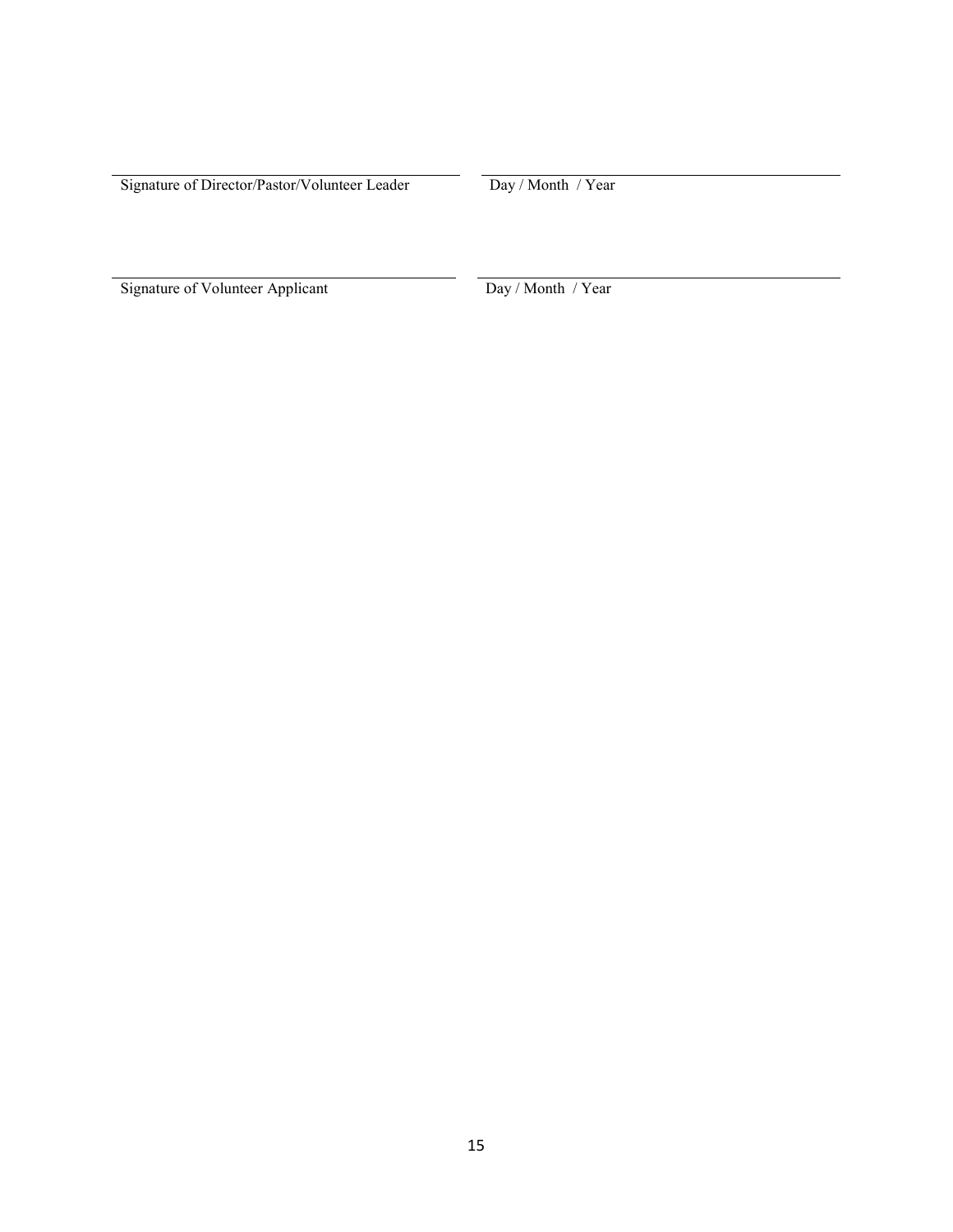\_\_\_\_\_\_\_\_\_\_\_\_\_\_\_\_\_\_\_\_\_\_\_\_\_\_\_\_\_\_\_\_\_\_\_\_\_\_ \_\_\_\_\_\_\_\_\_\_\_\_\_\_\_\_\_\_\_\_\_\_\_\_\_\_\_\_\_\_\_\_\_\_\_\_\_\_

Signature of Director/Pastor/Volunteer Leader Day / Month / Year

\_\_\_\_\_\_\_\_\_\_\_\_\_\_\_\_\_\_\_\_\_\_\_\_\_\_\_\_\_\_\_\_\_\_\_\_\_\_ \_\_\_\_\_\_\_\_\_\_\_\_\_\_\_\_\_\_\_\_\_\_\_\_\_\_\_\_\_\_\_\_\_\_\_\_\_\_

Signature of Volunteer Applicant Day / Month / Year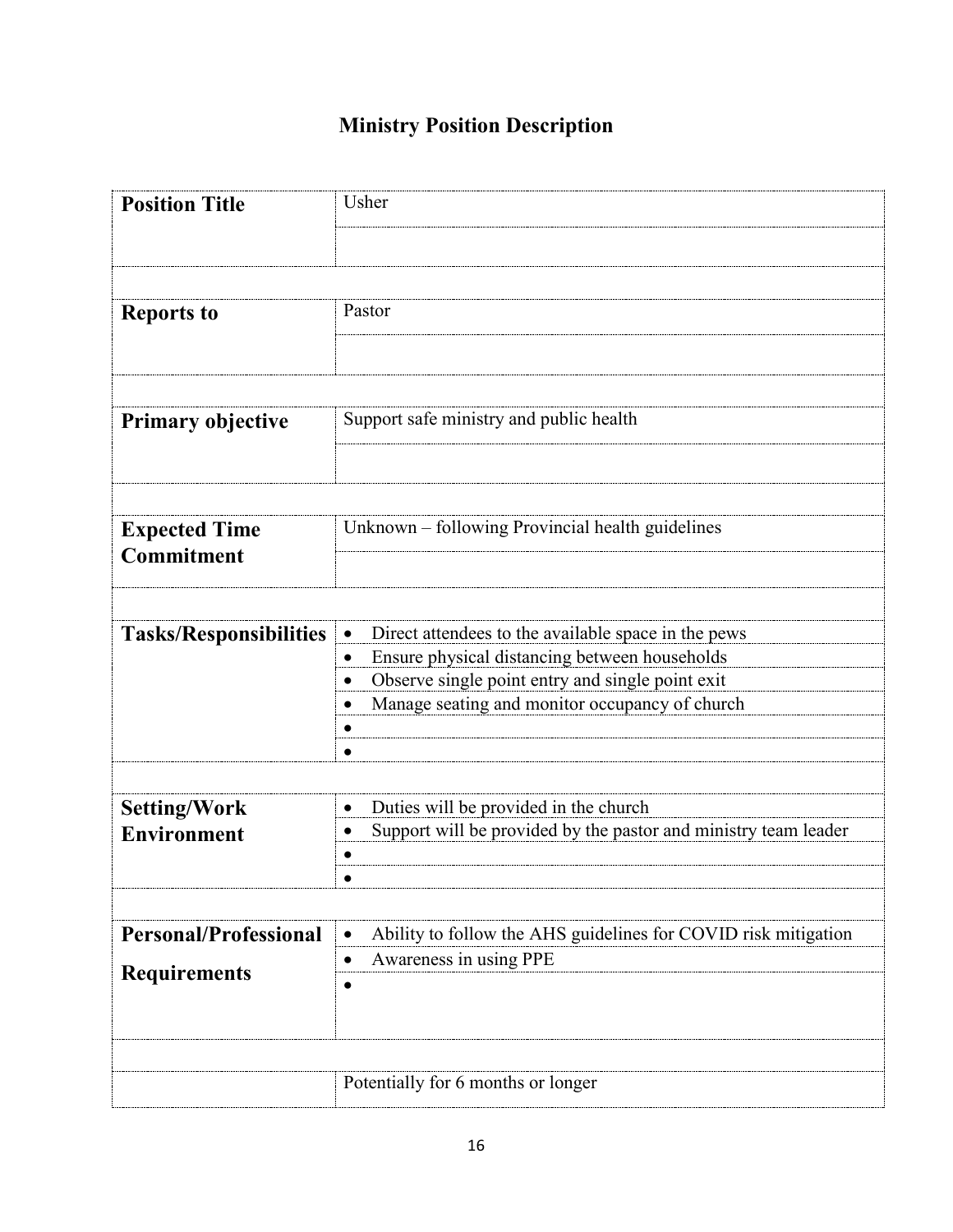# Ministry Position Description

| | |
|---|---|
| **Position Title** | Usher |
| **Reports to** | Pastor |
| **Primary objective** | Support safe ministry and public health |
| **Expected Time Commitment** | Unknown – following Provincial health guidelines |
| **Tasks/Responsibilities** | • Direct attendees to the available space in the pews<br>• Ensure physical distancing between households<br>• Observe single point entry and single point exit<br>• Manage seating and monitor occupancy of church<br>•<br>• |
| **Setting/Work Environment** | • Duties will be provided in the church<br>• Support will be provided by the pastor and ministry team leader<br>•<br>• |
| **Personal/Professional Requirements** | • Ability to follow the AHS guidelines for COVID risk mitigation<br>• Awareness in using PPE<br>• |
| | Potentially for 6 months or longer |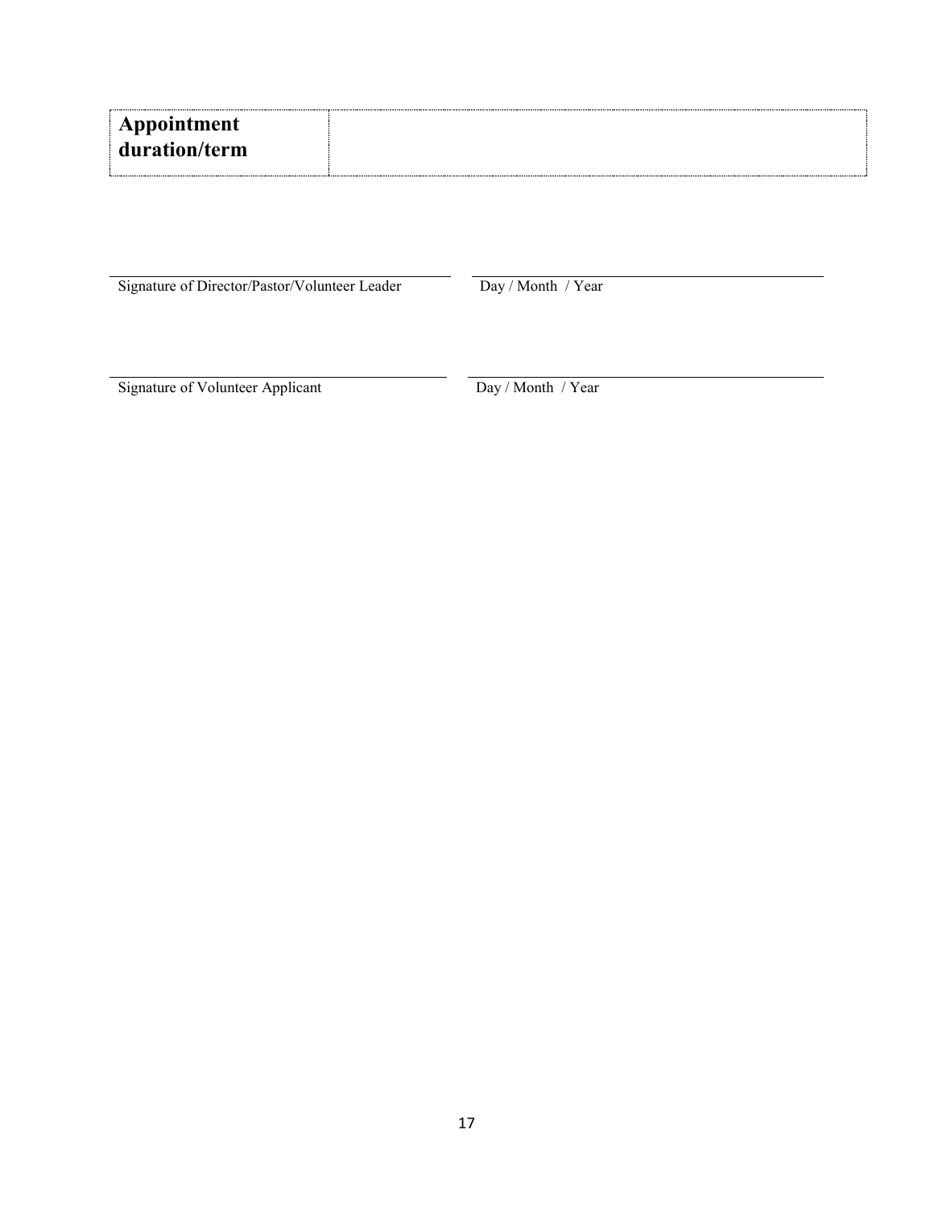| **Appointment duration/term** | |
|---|---|

\_\_\_\_\_\_\_\_\_\_\_\_\_\_\_\_\_\_\_\_\_\_\_\_\_\_\_\_\_\_\_\_\_\_\_\_\_\_\_\_ \_\_\_\_\_\_\_\_\_\_\_\_\_\_\_\_\_\_\_\_\_\_\_\_\_\_\_\_\_\_\_\_\_\_\_\_\_\_\_\_

Signature of Director/Pastor/Volunteer Leader Day / Month / Year

\_\_\_\_\_\_\_\_\_\_\_\_\_\_\_\_\_\_\_\_\_\_\_\_\_\_\_\_\_\_\_\_\_\_\_\_\_\_\_\_ \_\_\_\_\_\_\_\_\_\_\_\_\_\_\_\_\_\_\_\_\_\_\_\_\_\_\_\_\_\_\_\_\_\_\_\_\_\_\_\_

Signature of Volunteer Applicant Day / Month / Year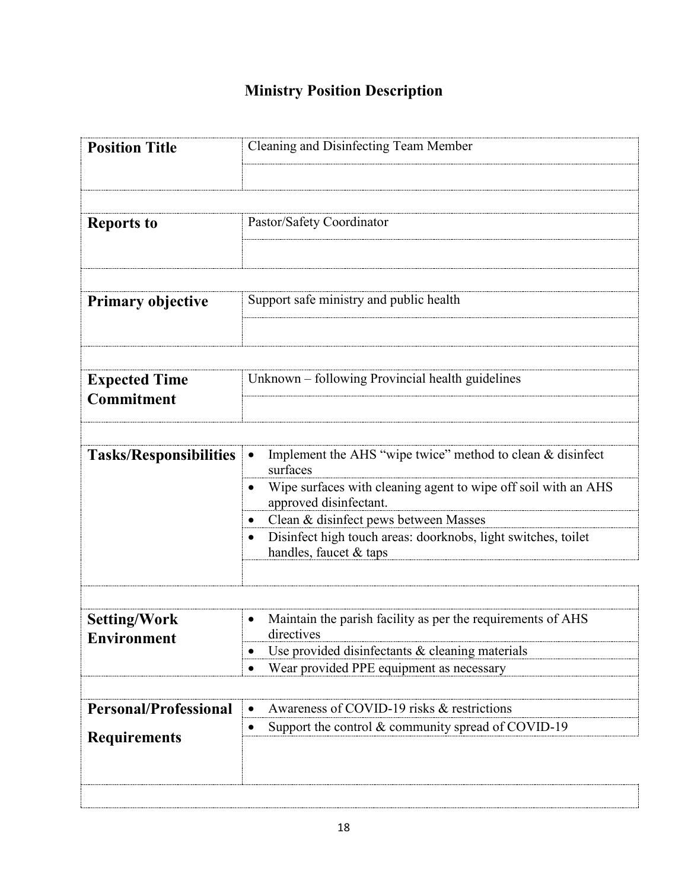# Ministry Position Description

| | |
|---|---|
| **Position Title** | Cleaning and Disinfecting Team Member |
| **Reports to** | Pastor/Safety Coordinator |
| **Primary objective** | Support safe ministry and public health |
| **Expected Time Commitment** | Unknown – following Provincial health guidelines |
| **Tasks/Responsibilities** | • Implement the AHS "wipe twice" method to clean & disinfect surfaces<br>• Wipe surfaces with cleaning agent to wipe off soil with an AHS approved disinfectant.<br>• Clean & disinfect pews between Masses<br>• Disinfect high touch areas: doorknobs, light switches, toilet handles, faucet & taps |
| **Setting/Work Environment** | • Maintain the parish facility as per the requirements of AHS directives<br>• Use provided disinfectants & cleaning materials<br>• Wear provided PPE equipment as necessary |
| **Personal/Professional Requirements** | • Awareness of COVID-19 risks & restrictions<br>• Support the control & community spread of COVID-19 |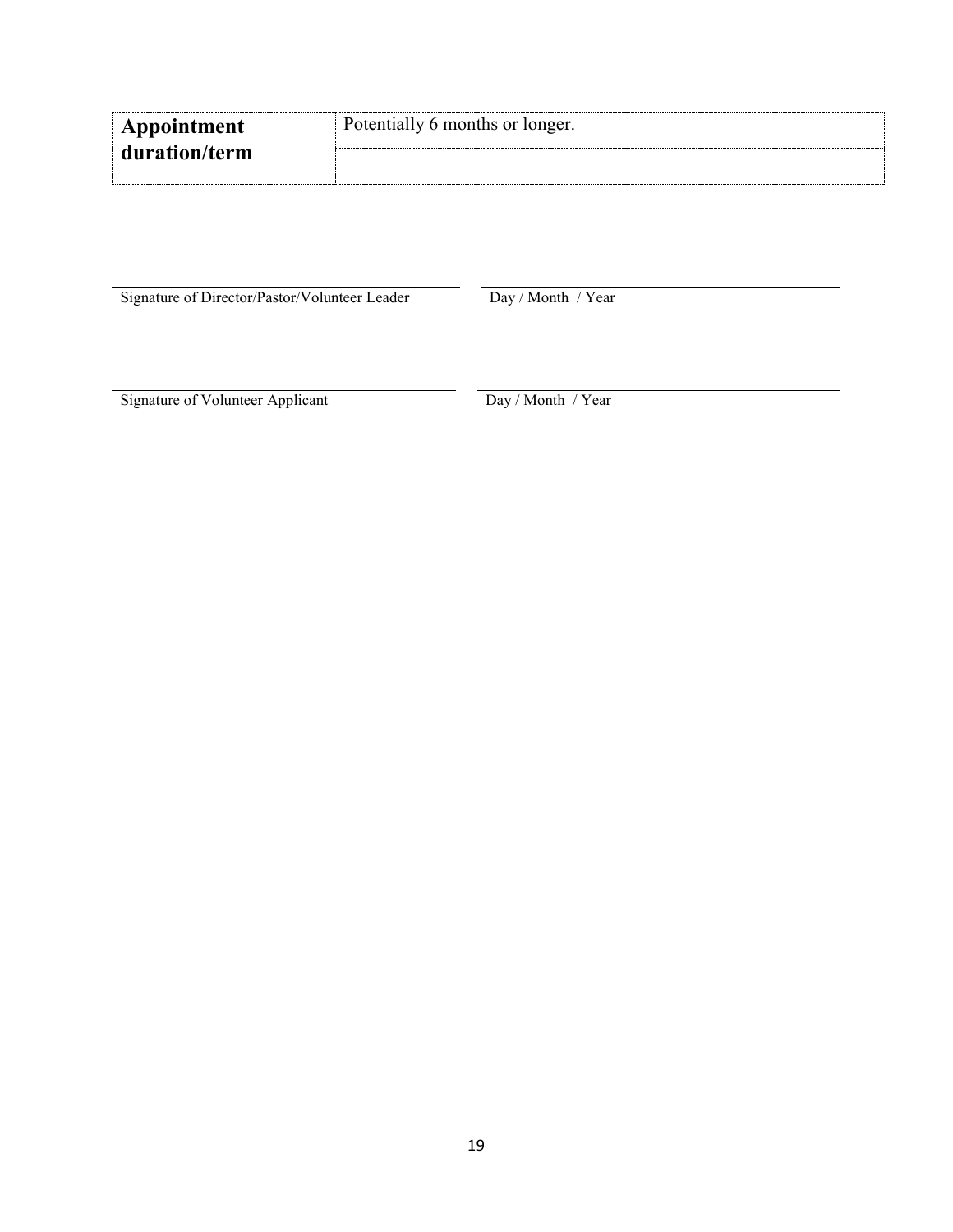| **Appointment duration/term** | Potentially 6 months or longer. |
|---|---|
| | |

\_\_\_\_\_\_\_\_\_\_\_\_\_\_\_\_\_\_\_\_\_\_\_\_\_\_\_\_\_\_\_\_\_\_\_\_\_\_\_\_\_\_ \_\_\_\_\_\_\_\_\_\_\_\_\_\_\_\_\_\_\_\_\_\_\_\_\_\_\_\_\_\_\_\_\_\_\_\_\_\_\_\_\_\_
Signature of Director/Pastor/Volunteer Leader Day / Month / Year

\_\_\_\_\_\_\_\_\_\_\_\_\_\_\_\_\_\_\_\_\_\_\_\_\_\_\_\_\_\_\_\_\_\_\_\_\_\_\_\_\_\_ \_\_\_\_\_\_\_\_\_\_\_\_\_\_\_\_\_\_\_\_\_\_\_\_\_\_\_\_\_\_\_\_\_\_\_\_\_\_\_\_\_\_
Signature of Volunteer Applicant Day / Month / Year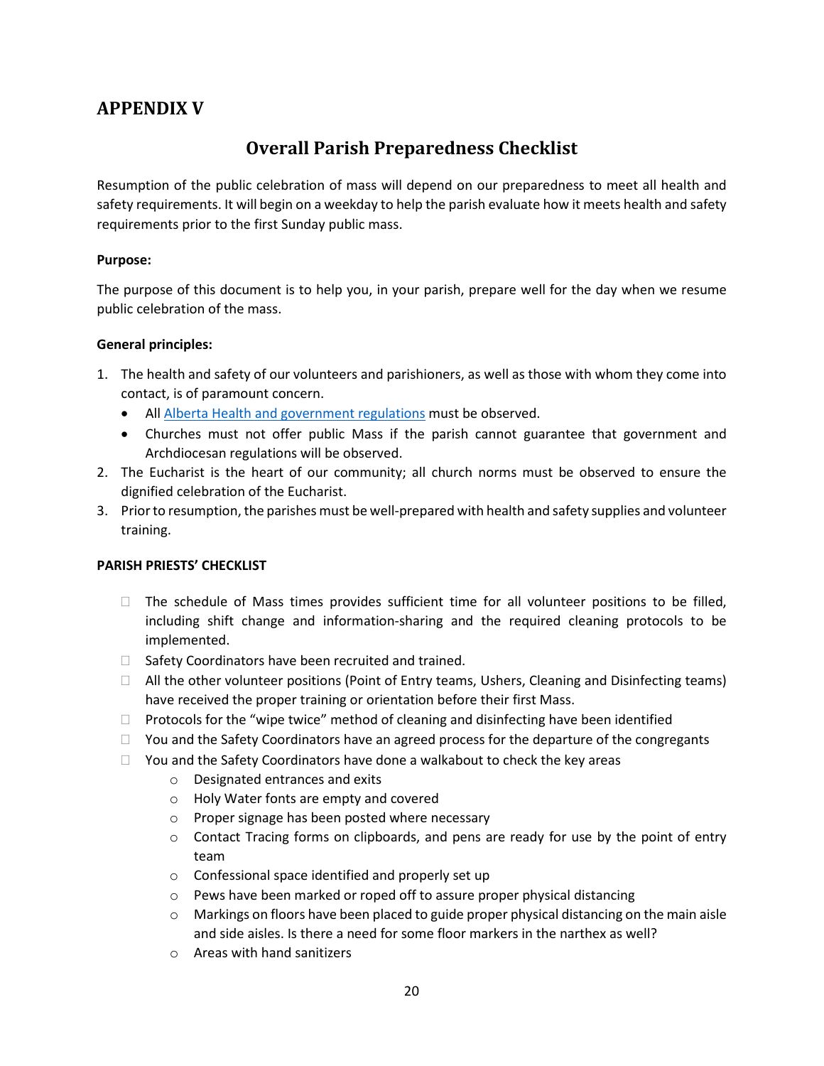## APPENDIX V

# Overall Parish Preparedness Checklist

Resumption of the public celebration of mass will depend on our preparedness to meet all health and safety requirements. It will begin on a weekday to help the parish evaluate how it meets health and safety requirements prior to the first Sunday public mass.

**Purpose:**

The purpose of this document is to help you, in your parish, prepare well for the day when we resume public celebration of the mass.

**General principles:**

1. The health and safety of our volunteers and parishioners, as well as those with whom they come into contact, is of paramount concern.
   - All Alberta Health and government regulations must be observed.
   - Churches must not offer public Mass if the parish cannot guarantee that government and Archdiocesan regulations will be observed.
2. The Eucharist is the heart of our community; all church norms must be observed to ensure the dignified celebration of the Eucharist.
3. Prior to resumption, the parishes must be well-prepared with health and safety supplies and volunteer training.

**PARISH PRIESTS' CHECKLIST**

- ☐ The schedule of Mass times provides sufficient time for all volunteer positions to be filled, including shift change and information-sharing and the required cleaning protocols to be implemented.
- ☐ Safety Coordinators have been recruited and trained.
- ☐ All the other volunteer positions (Point of Entry teams, Ushers, Cleaning and Disinfecting teams) have received the proper training or orientation before their first Mass.
- ☐ Protocols for the "wipe twice" method of cleaning and disinfecting have been identified
- ☐ You and the Safety Coordinators have an agreed process for the departure of the congregants
- ☐ You and the Safety Coordinators have done a walkabout to check the key areas
  - Designated entrances and exits
  - Holy Water fonts are empty and covered
  - Proper signage has been posted where necessary
  - Contact Tracing forms on clipboards, and pens are ready for use by the point of entry team
  - Confessional space identified and properly set up
  - Pews have been marked or roped off to assure proper physical distancing
  - Markings on floors have been placed to guide proper physical distancing on the main aisle and side aisles. Is there a need for some floor markers in the narthex as well?
  - Areas with hand sanitizers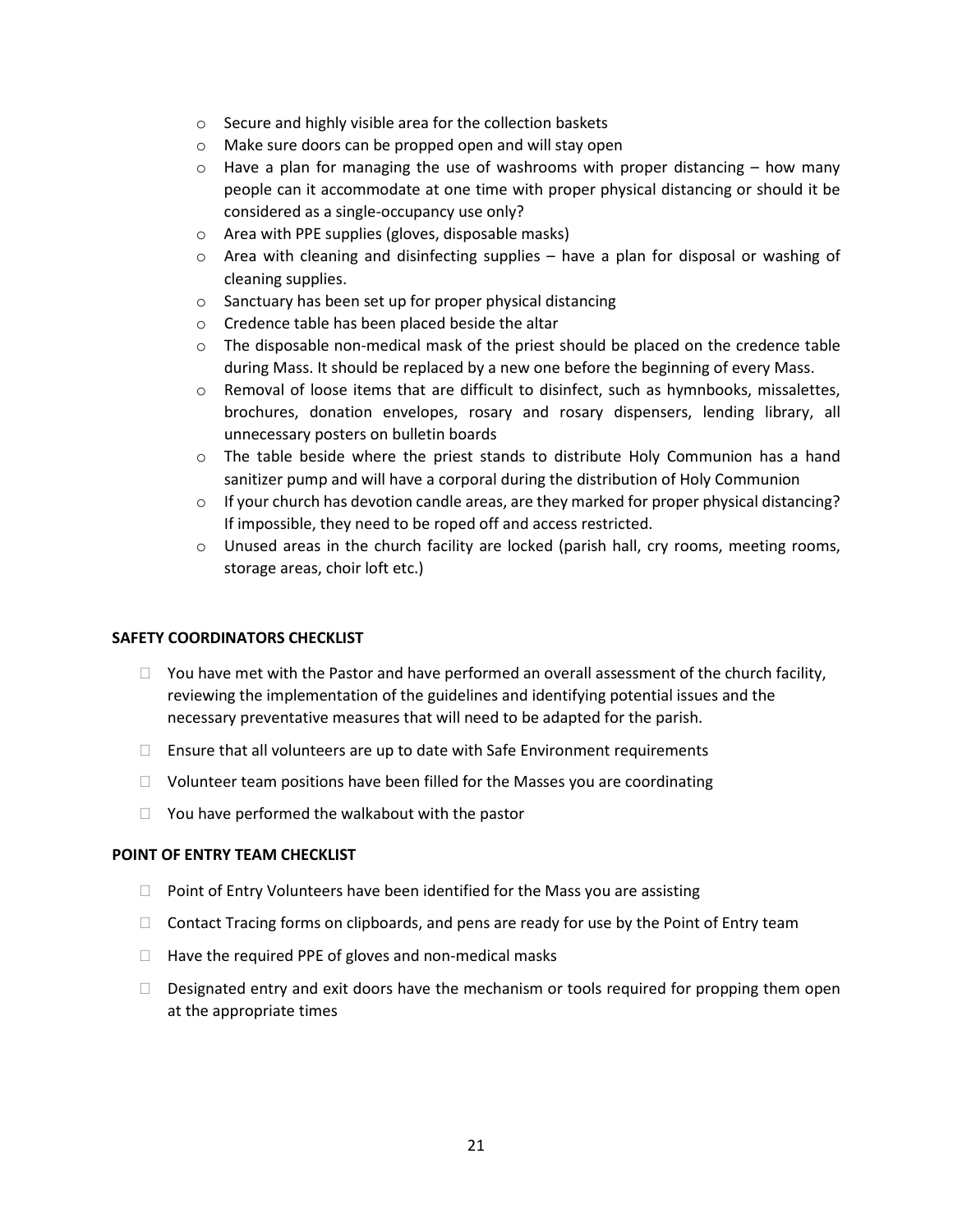- Secure and highly visible area for the collection baskets
- Make sure doors can be propped open and will stay open
- Have a plan for managing the use of washrooms with proper distancing – how many people can it accommodate at one time with proper physical distancing or should it be considered as a single-occupancy use only?
- Area with PPE supplies (gloves, disposable masks)
- Area with cleaning and disinfecting supplies – have a plan for disposal or washing of cleaning supplies.
- Sanctuary has been set up for proper physical distancing
- Credence table has been placed beside the altar
- The disposable non-medical mask of the priest should be placed on the credence table during Mass. It should be replaced by a new one before the beginning of every Mass.
- Removal of loose items that are difficult to disinfect, such as hymnbooks, missalettes, brochures, donation envelopes, rosary and rosary dispensers, lending library, all unnecessary posters on bulletin boards
- The table beside where the priest stands to distribute Holy Communion has a hand sanitizer pump and will have a corporal during the distribution of Holy Communion
- If your church has devotion candle areas, are they marked for proper physical distancing? If impossible, they need to be roped off and access restricted.
- Unused areas in the church facility are locked (parish hall, cry rooms, meeting rooms, storage areas, choir loft etc.)

**SAFETY COORDINATORS CHECKLIST**

- [ ] You have met with the Pastor and have performed an overall assessment of the church facility, reviewing the implementation of the guidelines and identifying potential issues and the necessary preventative measures that will need to be adapted for the parish.
- [ ] Ensure that all volunteers are up to date with Safe Environment requirements
- [ ] Volunteer team positions have been filled for the Masses you are coordinating
- [ ] You have performed the walkabout with the pastor

**POINT OF ENTRY TEAM CHECKLIST**

- [ ] Point of Entry Volunteers have been identified for the Mass you are assisting
- [ ] Contact Tracing forms on clipboards, and pens are ready for use by the Point of Entry team
- [ ] Have the required PPE of gloves and non-medical masks
- [ ] Designated entry and exit doors have the mechanism or tools required for propping them open at the appropriate times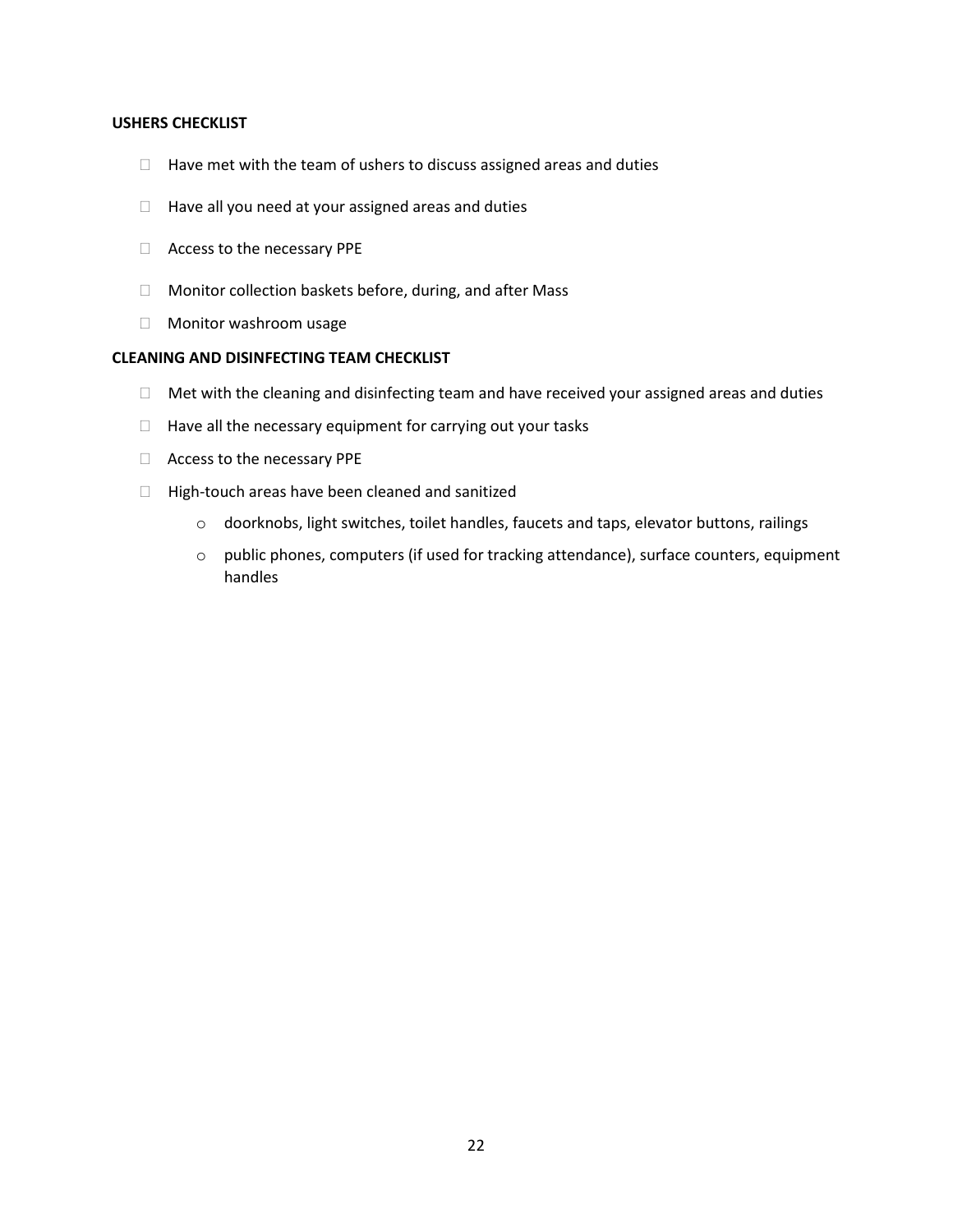**USHERS CHECKLIST**

- Have met with the team of ushers to discuss assigned areas and duties
- Have all you need at your assigned areas and duties
- Access to the necessary PPE
- Monitor collection baskets before, during, and after Mass
- Monitor washroom usage

**CLEANING AND DISINFECTING TEAM CHECKLIST**

- Met with the cleaning and disinfecting team and have received your assigned areas and duties
- Have all the necessary equipment for carrying out your tasks
- Access to the necessary PPE
- High-touch areas have been cleaned and sanitized
  - doorknobs, light switches, toilet handles, faucets and taps, elevator buttons, railings
  - public phones, computers (if used for tracking attendance), surface counters, equipment handles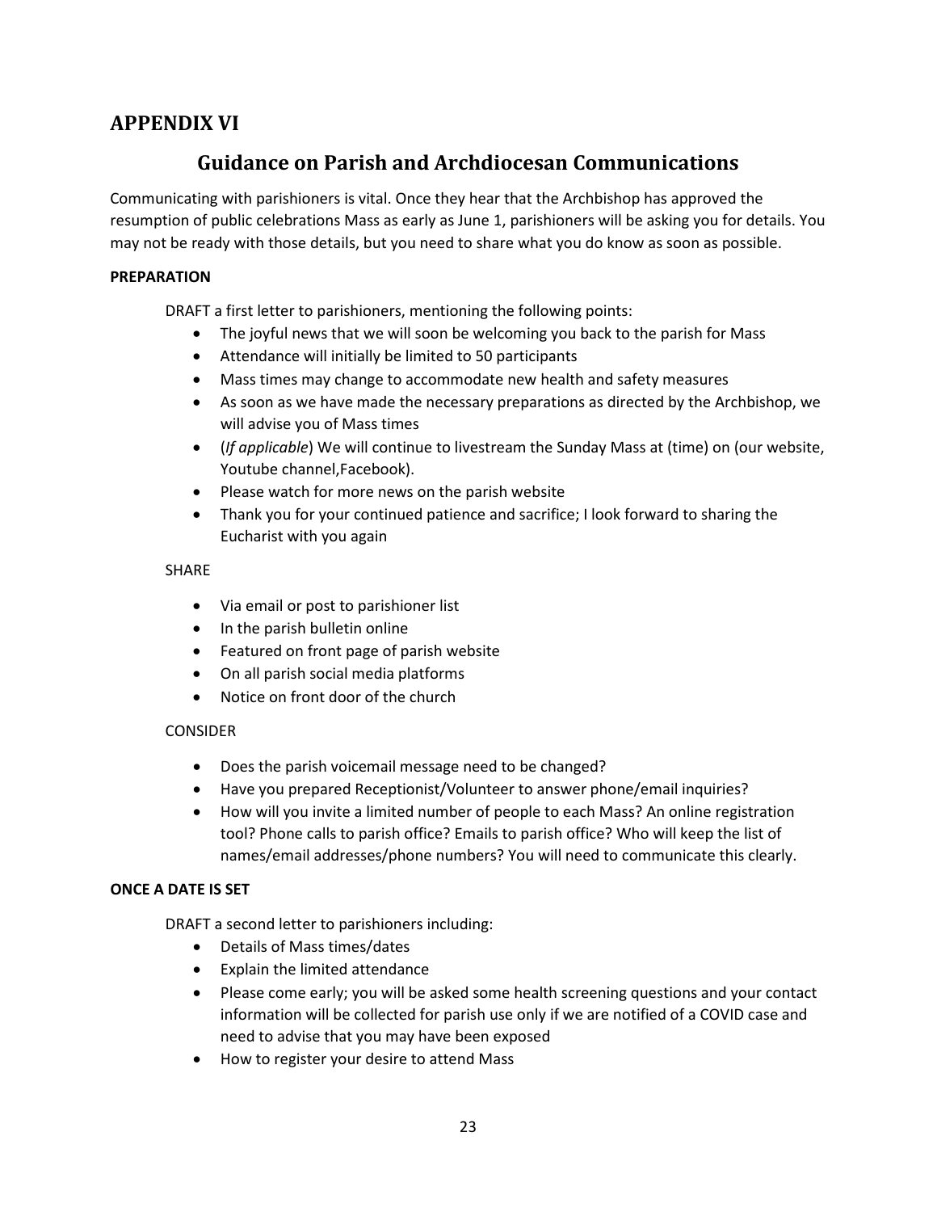## APPENDIX VI

### Guidance on Parish and Archdiocesan Communications

Communicating with parishioners is vital. Once they hear that the Archbishop has approved the resumption of public celebrations Mass as early as June 1, parishioners will be asking you for details. You may not be ready with those details, but you need to share what you do know as soon as possible.

**PREPARATION**

DRAFT a first letter to parishioners, mentioning the following points:

- The joyful news that we will soon be welcoming you back to the parish for Mass
- Attendance will initially be limited to 50 participants
- Mass times may change to accommodate new health and safety measures
- As soon as we have made the necessary preparations as directed by the Archbishop, we will advise you of Mass times
- (*If applicable*) We will continue to livestream the Sunday Mass at (time) on (our website, Youtube channel,Facebook).
- Please watch for more news on the parish website
- Thank you for your continued patience and sacrifice; I look forward to sharing the Eucharist with you again

SHARE

- Via email or post to parishioner list
- In the parish bulletin online
- Featured on front page of parish website
- On all parish social media platforms
- Notice on front door of the church

CONSIDER

- Does the parish voicemail message need to be changed?
- Have you prepared Receptionist/Volunteer to answer phone/email inquiries?
- How will you invite a limited number of people to each Mass? An online registration tool? Phone calls to parish office? Emails to parish office? Who will keep the list of names/email addresses/phone numbers? You will need to communicate this clearly.

**ONCE A DATE IS SET**

DRAFT a second letter to parishioners including:

- Details of Mass times/dates
- Explain the limited attendance
- Please come early; you will be asked some health screening questions and your contact information will be collected for parish use only if we are notified of a COVID case and need to advise that you may have been exposed
- How to register your desire to attend Mass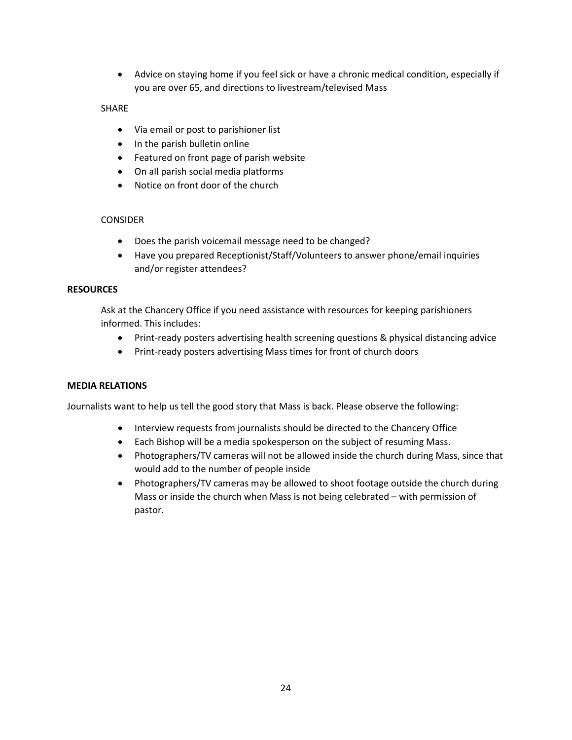- Advice on staying home if you feel sick or have a chronic medical condition, especially if you are over 65, and directions to livestream/televised Mass

SHARE

- Via email or post to parishioner list
- In the parish bulletin online
- Featured on front page of parish website
- On all parish social media platforms
- Notice on front door of the church

CONSIDER

- Does the parish voicemail message need to be changed?
- Have you prepared Receptionist/Staff/Volunteers to answer phone/email inquiries and/or register attendees?

**RESOURCES**

Ask at the Chancery Office if you need assistance with resources for keeping parishioners informed. This includes:

- Print-ready posters advertising health screening questions & physical distancing advice
- Print-ready posters advertising Mass times for front of church doors

**MEDIA RELATIONS**

Journalists want to help us tell the good story that Mass is back. Please observe the following:

- Interview requests from journalists should be directed to the Chancery Office
- Each Bishop will be a media spokesperson on the subject of resuming Mass.
- Photographers/TV cameras will not be allowed inside the church during Mass, since that would add to the number of people inside
- Photographers/TV cameras may be allowed to shoot footage outside the church during Mass or inside the church when Mass is not being celebrated – with permission of pastor.